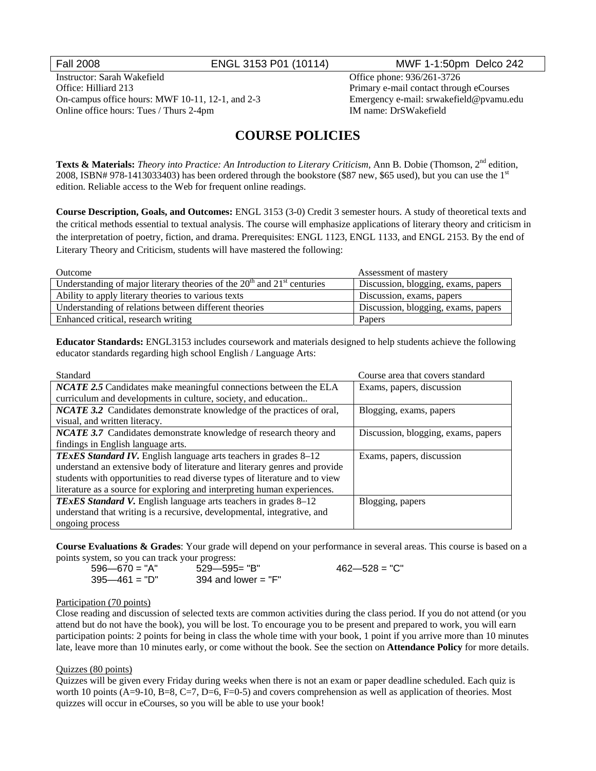| Fall 2008 | ENGL 3153 P01 (10114) | MWF 1-1:50pm Delco 242 |
|---|---|---|

Instructor: Sarah Wakefield
Office: Hilliard 213
On-campus office hours: MWF 10-11, 12-1, and 2-3
Online office hours: Tues / Thurs 2-4pm

Office phone: 936/261-3726
Primary e-mail contact through eCourses
Emergency e-mail: srwakefield@pvamu.edu
IM name: DrSWakefield

# COURSE POLICIES

**Texts & Materials:** *Theory into Practice: An Introduction to Literary Criticism*, Ann B. Dobie (Thomson, 2nd edition, 2008, ISBN# 978-1413033403) has been ordered through the bookstore ($87 new, $65 used), but you can use the 1st edition. Reliable access to the Web for frequent online readings.

**Course Description, Goals, and Outcomes:** ENGL 3153 (3-0) Credit 3 semester hours. A study of theoretical texts and the critical methods essential to textual analysis. The course will emphasize applications of literary theory and criticism in the interpretation of poetry, fiction, and drama. Prerequisites: ENGL 1123, ENGL 1133, and ENGL 2153. By the end of Literary Theory and Criticism, students will have mastered the following:

| Outcome | Assessment of mastery |
|---|---|
| Understanding of major literary theories of the 20th and 21st centuries | Discussion, blogging, exams, papers |
| Ability to apply literary theories to various texts | Discussion, exams, papers |
| Understanding of relations between different theories | Discussion, blogging, exams, papers |
| Enhanced critical, research writing | Papers |

**Educator Standards:** ENGL3153 includes coursework and materials designed to help students achieve the following educator standards regarding high school English / Language Arts:

| Standard | Course area that covers standard |
|---|---|
| ***NCATE 2.5*** Candidates make meaningful connections between the ELA curriculum and developments in culture, society, and education.. | Exams, papers, discussion |
| ***NCATE 3.2*** Candidates demonstrate knowledge of the practices of oral, visual, and written literacy. | Blogging, exams, papers |
| ***NCATE 3.7*** Candidates demonstrate knowledge of research theory and findings in English language arts. | Discussion, blogging, exams, papers |
| ***TExES Standard IV.*** English language arts teachers in grades 8–12 understand an extensive body of literature and literary genres and provide students with opportunities to read diverse types of literature and to view literature as a source for exploring and interpreting human experiences. | Exams, papers, discussion |
| ***TExES Standard V.*** English language arts teachers in grades 8–12 understand that writing is a recursive, developmental, integrative, and ongoing process | Blogging, papers |

**Course Evaluations & Grades**: Your grade will depend on your performance in several areas. This course is based on a points system, so you can track your progress:

596—670 = "A" 529—595= "B" 462—528 = "C"
395—461 = "D" 394 and lower = "F"

Participation (70 points)
Close reading and discussion of selected texts are common activities during the class period. If you do not attend (or you attend but do not have the book), you will be lost. To encourage you to be present and prepared to work, you will earn participation points: 2 points for being in class the whole time with your book, 1 point if you arrive more than 10 minutes late, leave more than 10 minutes early, or come without the book. See the section on **Attendance Policy** for more details.

Quizzes (80 points)
Quizzes will be given every Friday during weeks when there is not an exam or paper deadline scheduled. Each quiz is worth 10 points (A=9-10, B=8, C=7, D=6, F=0-5) and covers comprehension as well as application of theories. Most quizzes will occur in eCourses, so you will be able to use your book!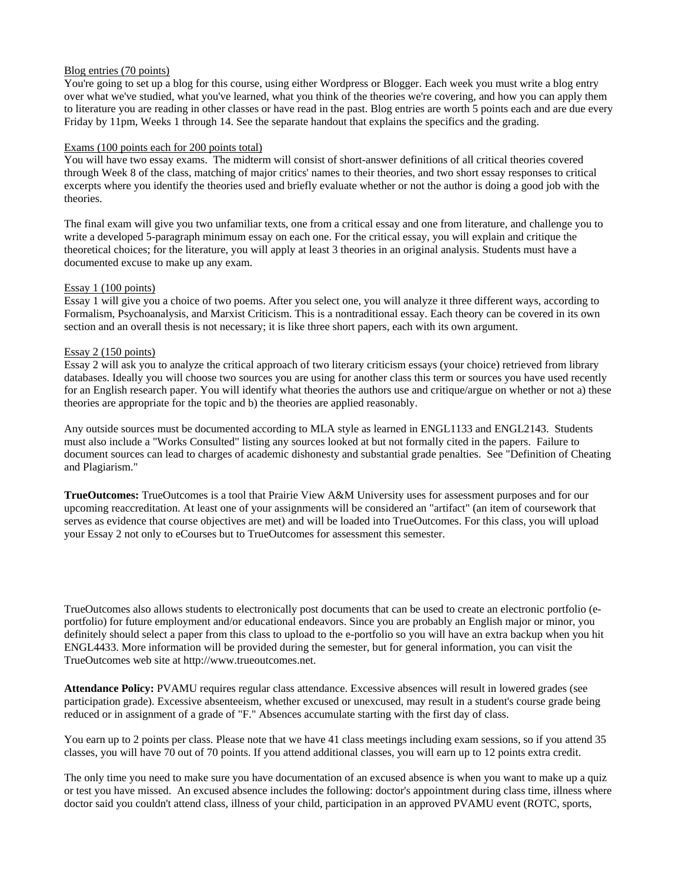Blog entries (70 points)

You're going to set up a blog for this course, using either Wordpress or Blogger. Each week you must write a blog entry over what we've studied, what you've learned, what you think of the theories we're covering, and how you can apply them to literature you are reading in other classes or have read in the past. Blog entries are worth 5 points each and are due every Friday by 11pm, Weeks 1 through 14. See the separate handout that explains the specifics and the grading.

Exams (100 points each for 200 points total)

You will have two essay exams. The midterm will consist of short-answer definitions of all critical theories covered through Week 8 of the class, matching of major critics' names to their theories, and two short essay responses to critical excerpts where you identify the theories used and briefly evaluate whether or not the author is doing a good job with the theories.

The final exam will give you two unfamiliar texts, one from a critical essay and one from literature, and challenge you to write a developed 5-paragraph minimum essay on each one. For the critical essay, you will explain and critique the theoretical choices; for the literature, you will apply at least 3 theories in an original analysis. Students must have a documented excuse to make up any exam.

Essay 1 (100 points)

Essay 1 will give you a choice of two poems. After you select one, you will analyze it three different ways, according to Formalism, Psychoanalysis, and Marxist Criticism. This is a nontraditional essay. Each theory can be covered in its own section and an overall thesis is not necessary; it is like three short papers, each with its own argument.

Essay 2 (150 points)

Essay 2 will ask you to analyze the critical approach of two literary criticism essays (your choice) retrieved from library databases. Ideally you will choose two sources you are using for another class this term or sources you have used recently for an English research paper. You will identify what theories the authors use and critique/argue on whether or not a) these theories are appropriate for the topic and b) the theories are applied reasonably.

Any outside sources must be documented according to MLA style as learned in ENGL1133 and ENGL2143. Students must also include a "Works Consulted" listing any sources looked at but not formally cited in the papers. Failure to document sources can lead to charges of academic dishonesty and substantial grade penalties. See "Definition of Cheating and Plagiarism."

**TrueOutcomes:** TrueOutcomes is a tool that Prairie View A&M University uses for assessment purposes and for our upcoming reaccreditation. At least one of your assignments will be considered an "artifact" (an item of coursework that serves as evidence that course objectives are met) and will be loaded into TrueOutcomes. For this class, you will upload your Essay 2 not only to eCourses but to TrueOutcomes for assessment this semester.

TrueOutcomes also allows students to electronically post documents that can be used to create an electronic portfolio (e-portfolio) for future employment and/or educational endeavors. Since you are probably an English major or minor, you definitely should select a paper from this class to upload to the e-portfolio so you will have an extra backup when you hit ENGL4433. More information will be provided during the semester, but for general information, you can visit the TrueOutcomes web site at http://www.trueoutcomes.net.

**Attendance Policy:** PVAMU requires regular class attendance. Excessive absences will result in lowered grades (see participation grade). Excessive absenteeism, whether excused or unexcused, may result in a student's course grade being reduced or in assignment of a grade of "F." Absences accumulate starting with the first day of class.

You earn up to 2 points per class. Please note that we have 41 class meetings including exam sessions, so if you attend 35 classes, you will have 70 out of 70 points. If you attend additional classes, you will earn up to 12 points extra credit.

The only time you need to make sure you have documentation of an excused absence is when you want to make up a quiz or test you have missed. An excused absence includes the following: doctor's appointment during class time, illness where doctor said you couldn't attend class, illness of your child, participation in an approved PVAMU event (ROTC, sports,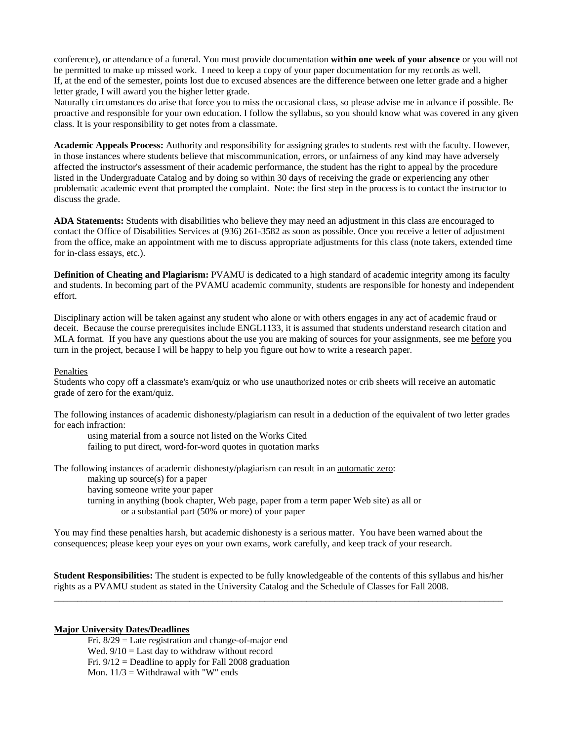conference), or attendance of a funeral. You must provide documentation **within one week of your absence** or you will not be permitted to make up missed work. I need to keep a copy of your paper documentation for my records as well.
If, at the end of the semester, points lost due to excused absences are the difference between one letter grade and a higher letter grade, I will award you the higher letter grade.
Naturally circumstances do arise that force you to miss the occasional class, so please advise me in advance if possible. Be proactive and responsible for your own education. I follow the syllabus, so you should know what was covered in any given class. It is your responsibility to get notes from a classmate.

**Academic Appeals Process:** Authority and responsibility for assigning grades to students rest with the faculty. However, in those instances where students believe that miscommunication, errors, or unfairness of any kind may have adversely affected the instructor's assessment of their academic performance, the student has the right to appeal by the procedure listed in the Undergraduate Catalog and by doing so within 30 days of receiving the grade or experiencing any other problematic academic event that prompted the complaint. Note: the first step in the process is to contact the instructor to discuss the grade.

**ADA Statements:** Students with disabilities who believe they may need an adjustment in this class are encouraged to contact the Office of Disabilities Services at (936) 261-3582 as soon as possible. Once you receive a letter of adjustment from the office, make an appointment with me to discuss appropriate adjustments for this class (note takers, extended time for in-class essays, etc.).

**Definition of Cheating and Plagiarism:** PVAMU is dedicated to a high standard of academic integrity among its faculty and students. In becoming part of the PVAMU academic community, students are responsible for honesty and independent effort.

Disciplinary action will be taken against any student who alone or with others engages in any act of academic fraud or deceit. Because the course prerequisites include ENGL1133, it is assumed that students understand research citation and MLA format. If you have any questions about the use you are making of sources for your assignments, see me before you turn in the project, because I will be happy to help you figure out how to write a research paper.

Penalties
Students who copy off a classmate's exam/quiz or who use unauthorized notes or crib sheets will receive an automatic grade of zero for the exam/quiz.

The following instances of academic dishonesty/plagiarism can result in a deduction of the equivalent of two letter grades for each infraction:

- using material from a source not listed on the Works Cited
- failing to put direct, word-for-word quotes in quotation marks

The following instances of academic dishonesty/plagiarism can result in an automatic zero:

- making up source(s) for a paper
- having someone write your paper
- turning in anything (book chapter, Web page, paper from a term paper Web site) as all or or a substantial part (50% or more) of your paper

You may find these penalties harsh, but academic dishonesty is a serious matter. You have been warned about the consequences; please keep your eyes on your own exams, work carefully, and keep track of your research.

**Student Responsibilities:** The student is expected to be fully knowledgeable of the contents of this syllabus and his/her rights as a PVAMU student as stated in the University Catalog and the Schedule of Classes for Fall 2008.

---

**Major University Dates/Deadlines**

Fri. 8/29 = Late registration and change-of-major end
Wed. 9/10 = Last day to withdraw without record
Fri. 9/12 = Deadline to apply for Fall 2008 graduation
Mon. 11/3 = Withdrawal with "W" ends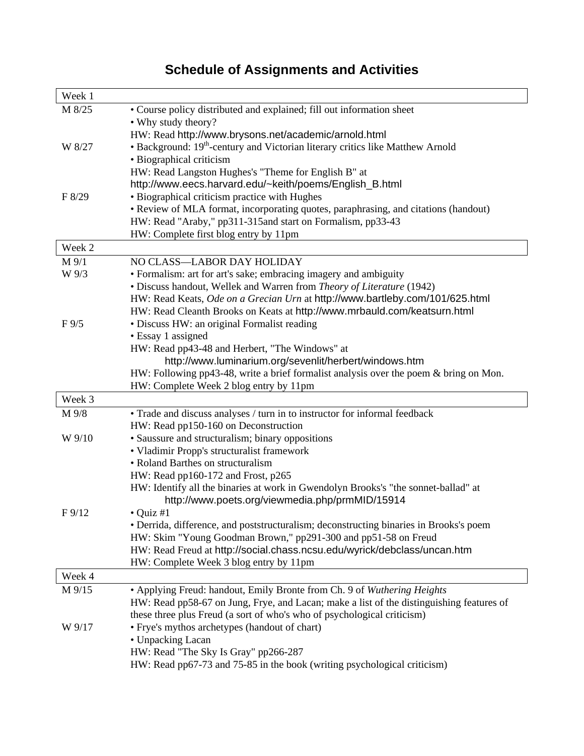# Schedule of Assignments and Activities

| Week 1 | |
|---|---|
| M 8/25 | • Course policy distributed and explained; fill out information sheet<br>• Why study theory?<br>HW: Read http://www.brysons.net/academic/arnold.html |
| W 8/27 | • Background: 19th-century and Victorian literary critics like Matthew Arnold<br>• Biographical criticism<br>HW: Read Langston Hughes's "Theme for English B" at http://www.eecs.harvard.edu/~keith/poems/English_B.html |
| F 8/29 | • Biographical criticism practice with Hughes<br>• Review of MLA format, incorporating quotes, paraphrasing, and citations (handout)<br>HW: Read "Araby," pp311-315and start on Formalism, pp33-43<br>HW: Complete first blog entry by 11pm |
| **Week 2** | |
| M 9/1 | NO CLASS—LABOR DAY HOLIDAY |
| W 9/3 | • Formalism: art for art's sake; embracing imagery and ambiguity<br>• Discuss handout, Wellek and Warren from *Theory of Literature* (1942)<br>HW: Read Keats, *Ode on a Grecian Urn* at http://www.bartleby.com/101/625.html<br>HW: Read Cleanth Brooks on Keats at http://www.mrbauld.com/keatsurn.html |
| F 9/5 | • Discuss HW: an original Formalist reading<br>• Essay 1 assigned<br>HW: Read pp43-48 and Herbert, "The Windows" at http://www.luminarium.org/sevenlit/herbert/windows.htm<br>HW: Following pp43-48, write a brief formalist analysis over the poem & bring on Mon.<br>HW: Complete Week 2 blog entry by 11pm |
| **Week 3** | |
| M 9/8 | • Trade and discuss analyses / turn in to instructor for informal feedback<br>HW: Read pp150-160 on Deconstruction |
| W 9/10 | • Saussure and structuralism; binary oppositions<br>• Vladimir Propp's structuralist framework<br>• Roland Barthes on structuralism<br>HW: Read pp160-172 and Frost, p265<br>HW: Identify all the binaries at work in Gwendolyn Brooks's "the sonnet-ballad" at http://www.poets.org/viewmedia.php/prmMID/15914 |
| F 9/12 | • Quiz #1<br>• Derrida, difference, and poststructuralism; deconstructing binaries in Brooks's poem<br>HW: Skim "Young Goodman Brown," pp291-300 and pp51-58 on Freud<br>HW: Read Freud at http://social.chass.ncsu.edu/wyrick/debclass/uncan.htm<br>HW: Complete Week 3 blog entry by 11pm |
| **Week 4** | |
| M 9/15 | • Applying Freud: handout, Emily Bronte from Ch. 9 of *Wuthering Heights*<br>HW: Read pp58-67 on Jung, Frye, and Lacan; make a list of the distinguishing features of these three plus Freud (a sort of who's who of psychological criticism) |
| W 9/17 | • Frye's mythos archetypes (handout of chart)<br>• Unpacking Lacan<br>HW: Read "The Sky Is Gray" pp266-287<br>HW: Read pp67-73 and 75-85 in the book (writing psychological criticism) |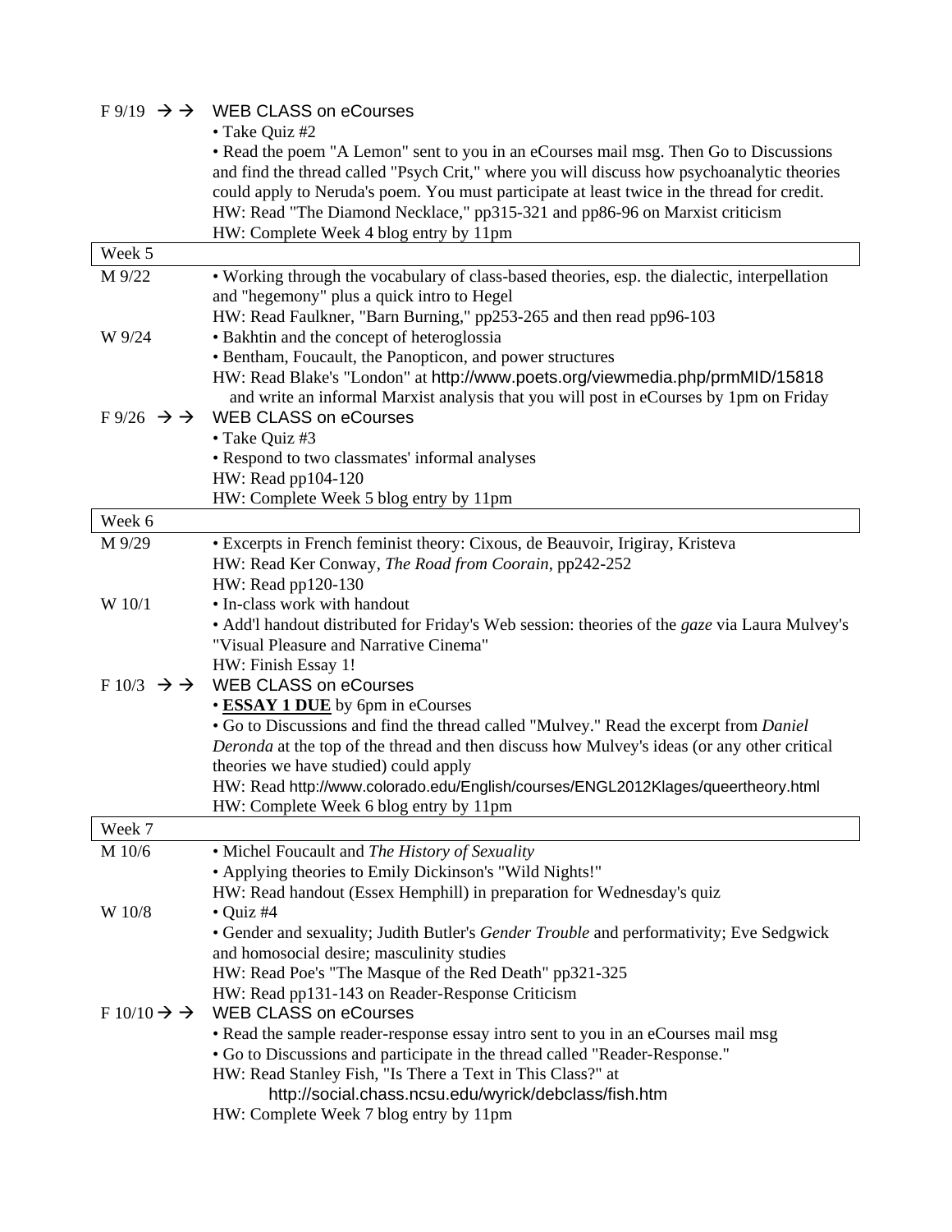F 9/19 → → WEB CLASS on eCourses

- Take Quiz #2
- Read the poem "A Lemon" sent to you in an eCourses mail msg. Then Go to Discussions and find the thread called "Psych Crit," where you will discuss how psychoanalytic theories could apply to Neruda's poem. You must participate at least twice in the thread for credit.

HW: Read "The Diamond Necklace," pp315-321 and pp86-96 on Marxist criticism
HW: Complete Week 4 blog entry by 11pm

| Week 5 | |
|---|---|
| M 9/22 | • Working through the vocabulary of class-based theories, esp. the dialectic, interpellation and "hegemony" plus a quick intro to Hegel<br>HW: Read Faulkner, "Barn Burning," pp253-265 and then read pp96-103 |
| W 9/24 | • Bakhtin and the concept of heteroglossia<br>• Bentham, Foucault, the Panopticon, and power structures<br>HW: Read Blake's "London" at http://www.poets.org/viewmedia.php/prmMID/15818 and write an informal Marxist analysis that you will post in eCourses by 1pm on Friday |
| F 9/26 → → | WEB CLASS on eCourses<br>• Take Quiz #3<br>• Respond to two classmates' informal analyses<br>HW: Read pp104-120<br>HW: Complete Week 5 blog entry by 11pm |

| Week 6 | |
|---|---|
| M 9/29 | • Excerpts in French feminist theory: Cixous, de Beauvoir, Irigiray, Kristeva<br>HW: Read Ker Conway, *The Road from Coorain*, pp242-252<br>HW: Read pp120-130 |
| W 10/1 | • In-class work with handout<br>• Add'l handout distributed for Friday's Web session: theories of the *gaze* via Laura Mulvey's "Visual Pleasure and Narrative Cinema"<br>HW: Finish Essay 1! |
| F 10/3 → → | WEB CLASS on eCourses<br>• **ESSAY 1 DUE** by 6pm in eCourses<br>• Go to Discussions and find the thread called "Mulvey." Read the excerpt from *Daniel Deronda* at the top of the thread and then discuss how Mulvey's ideas (or any other critical theories we have studied) could apply<br>HW: Read http://www.colorado.edu/English/courses/ENGL2012Klages/queertheory.html<br>HW: Complete Week 6 blog entry by 11pm |

| Week 7 | |
|---|---|
| M 10/6 | • Michel Foucault and *The History of Sexuality*<br>• Applying theories to Emily Dickinson's "Wild Nights!"<br>HW: Read handout (Essex Hemphill) in preparation for Wednesday's quiz |
| W 10/8 | • Quiz #4<br>• Gender and sexuality; Judith Butler's *Gender Trouble* and performativity; Eve Sedgwick and homosocial desire; masculinity studies<br>HW: Read Poe's "The Masque of the Red Death" pp321-325<br>HW: Read pp131-143 on Reader-Response Criticism |
| F 10/10 → → | WEB CLASS on eCourses<br>• Read the sample reader-response essay intro sent to you in an eCourses mail msg<br>• Go to Discussions and participate in the thread called "Reader-Response."<br>HW: Read Stanley Fish, "Is There a Text in This Class?" at http://social.chass.ncsu.edu/wyrick/debclass/fish.htm<br>HW: Complete Week 7 blog entry by 11pm |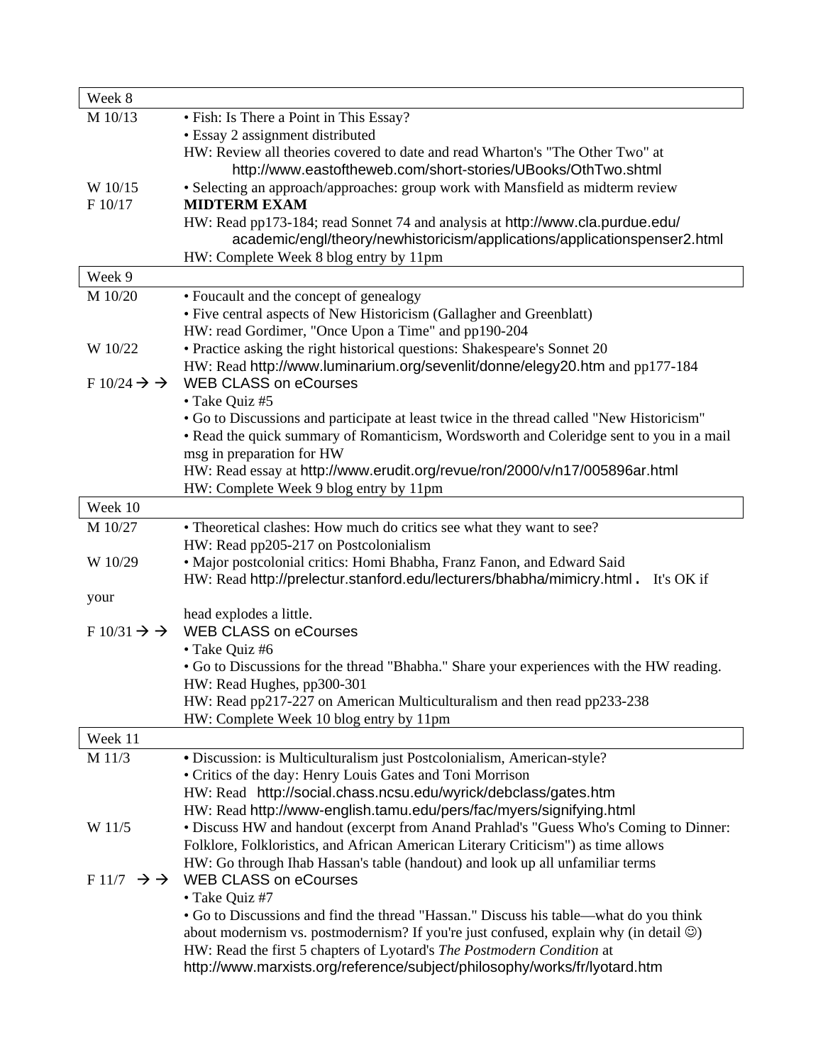| Week 8 | |
|---|---|
| M 10/13 | • Fish: Is There a Point in This Essay?<br>• Essay 2 assignment distributed<br>HW: Review all theories covered to date and read Wharton's "The Other Two" at http://www.eastoftheweb.com/short-stories/UBooks/OthTwo.shtml |
| W 10/15 | • Selecting an approach/approaches: group work with Mansfield as midterm review |
| F 10/17 | **MIDTERM EXAM**<br>HW: Read pp173-184; read Sonnet 74 and analysis at http://www.cla.purdue.edu/academic/engl/theory/newhistoricism/applications/applicationspenser2.html<br>HW: Complete Week 8 blog entry by 11pm |
| **Week 9** | |
| M 10/20 | • Foucault and the concept of genealogy<br>• Five central aspects of New Historicism (Gallagher and Greenblatt)<br>HW: read Gordimer, "Once Upon a Time" and pp190-204 |
| W 10/22 | • Practice asking the right historical questions: Shakespeare's Sonnet 20<br>HW: Read http://www.luminarium.org/sevenlit/donne/elegy20.htm and pp177-184 |
| F 10/24 → → | WEB CLASS on eCourses<br>• Take Quiz #5<br>• Go to Discussions and participate at least twice in the thread called "New Historicism"<br>• Read the quick summary of Romanticism, Wordsworth and Coleridge sent to you in a mail msg in preparation for HW<br>HW: Read essay at http://www.erudit.org/revue/ron/2000/v/n17/005896ar.html<br>HW: Complete Week 9 blog entry by 11pm |
| **Week 10** | |
| M 10/27 | • Theoretical clashes: How much do critics see what they want to see?<br>HW: Read pp205-217 on Postcolonialism |
| W 10/29 | • Major postcolonial critics: Homi Bhabha, Franz Fanon, and Edward Said<br>HW: Read http://prelectur.stanford.edu/lecturers/bhabha/mimicry.html. It's OK if your head explodes a little. |
| F 10/31 → → | WEB CLASS on eCourses<br>• Take Quiz #6<br>• Go to Discussions for the thread "Bhabha." Share your experiences with the HW reading.<br>HW: Read Hughes, pp300-301<br>HW: Read pp217-227 on American Multiculturalism and then read pp233-238<br>HW: Complete Week 10 blog entry by 11pm |
| **Week 11** | |
| M 11/3 | • Discussion: is Multiculturalism just Postcolonialism, American-style?<br>• Critics of the day: Henry Louis Gates and Toni Morrison<br>HW: Read http://social.chass.ncsu.edu/wyrick/debclass/gates.htm<br>HW: Read http://www-english.tamu.edu/pers/fac/myers/signifying.html |
| W 11/5 | • Discuss HW and handout (excerpt from Anand Prahlad's "Guess Who's Coming to Dinner: Folklore, Folkloristics, and African American Literary Criticism") as time allows<br>HW: Go through Ihab Hassan's table (handout) and look up all unfamiliar terms |
| F 11/7 → → | WEB CLASS on eCourses<br>• Take Quiz #7<br>• Go to Discussions and find the thread "Hassan." Discuss his table—what do you think about modernism vs. postmodernism? If you're just confused, explain why (in detail ☺)<br>HW: Read the first 5 chapters of Lyotard's *The Postmodern Condition* at http://www.marxists.org/reference/subject/philosophy/works/fr/lyotard.htm |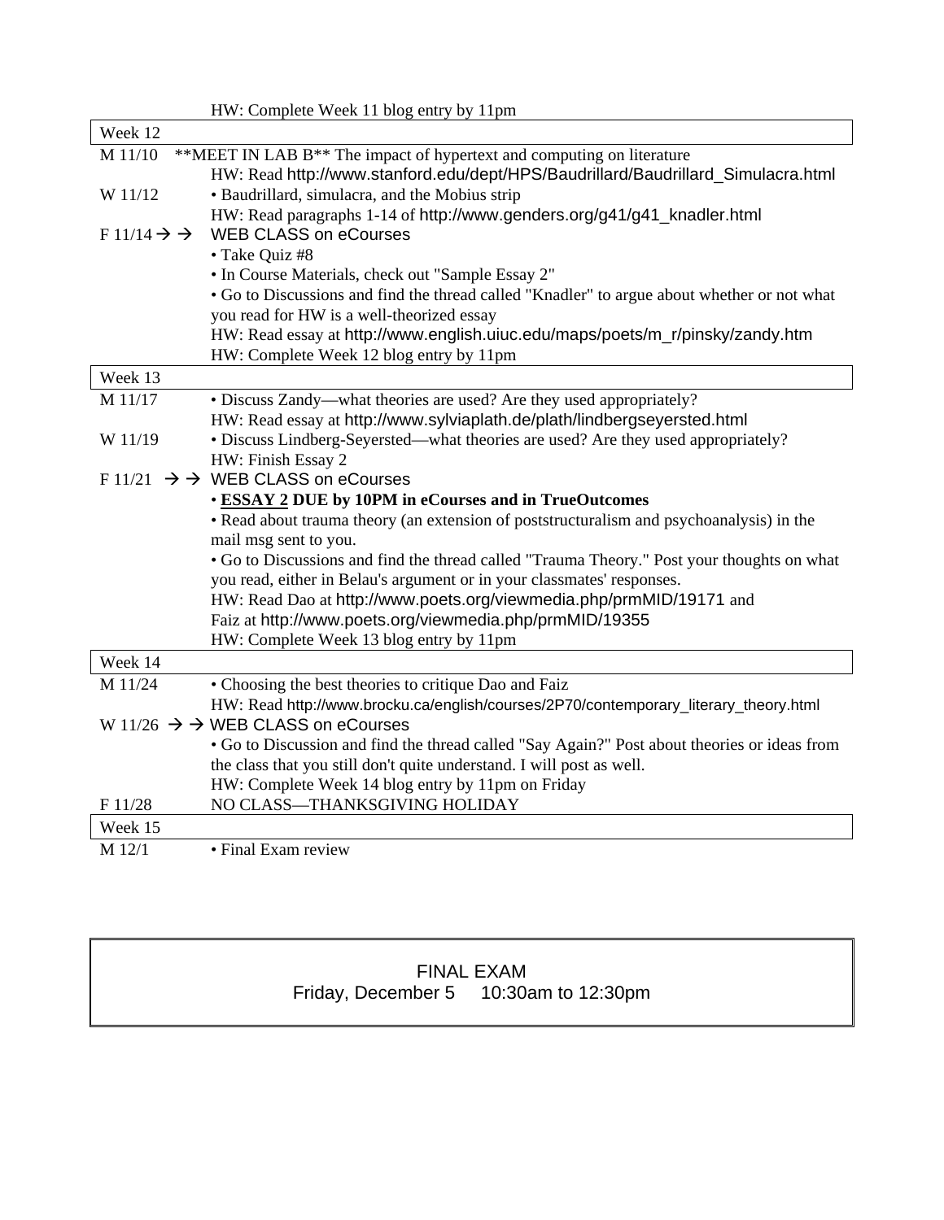HW: Complete Week 11 blog entry by 11pm

| | |
|---|---|
| Week 12 | |
| M 11/10 | \*\*MEET IN LAB B\*\* The impact of hypertext and computing on literature<br>HW: Read http://www.stanford.edu/dept/HPS/Baudrillard/Baudrillard_Simulacra.html |
| W 11/12 | • Baudrillard, simulacra, and the Mobius strip<br>HW: Read paragraphs 1-14 of http://www.genders.org/g41/g41_knadler.html |
| F 11/14 → → | WEB CLASS on eCourses<br>• Take Quiz #8<br>• In Course Materials, check out "Sample Essay 2"<br>• Go to Discussions and find the thread called "Knadler" to argue about whether or not what you read for HW is a well-theorized essay<br>HW: Read essay at http://www.english.uiuc.edu/maps/poets/m_r/pinsky/zandy.htm<br>HW: Complete Week 12 blog entry by 11pm |
| Week 13 | |
| M 11/17 | • Discuss Zandy—what theories are used? Are they used appropriately?<br>HW: Read essay at http://www.sylviaplath.de/plath/lindbergseyersted.html |
| W 11/19 | • Discuss Lindberg-Seyersted—what theories are used? Are they used appropriately?<br>HW: Finish Essay 2 |
| F 11/21 → → | WEB CLASS on eCourses<br>• **<u>ESSAY 2</u> DUE by 10PM in eCourses and in TrueOutcomes**<br>• Read about trauma theory (an extension of poststructuralism and psychoanalysis) in the mail msg sent to you.<br>• Go to Discussions and find the thread called "Trauma Theory." Post your thoughts on what you read, either in Belau's argument or in your classmates' responses.<br>HW: Read Dao at http://www.poets.org/viewmedia.php/prmMID/19171 and Faiz at http://www.poets.org/viewmedia.php/prmMID/19355<br>HW: Complete Week 13 blog entry by 11pm |
| Week 14 | |
| M 11/24 | • Choosing the best theories to critique Dao and Faiz<br>HW: Read http://www.brocku.ca/english/courses/2P70/contemporary_literary_theory.html |
| W 11/26 → → | WEB CLASS on eCourses<br>• Go to Discussion and find the thread called "Say Again?" Post about theories or ideas from the class that you still don't quite understand. I will post as well.<br>HW: Complete Week 14 blog entry by 11pm on Friday |
| F 11/28 | NO CLASS—THANKSGIVING HOLIDAY |
| Week 15 | |
| M 12/1 | • Final Exam review |

FINAL EXAM
Friday, December 5 10:30am to 12:30pm